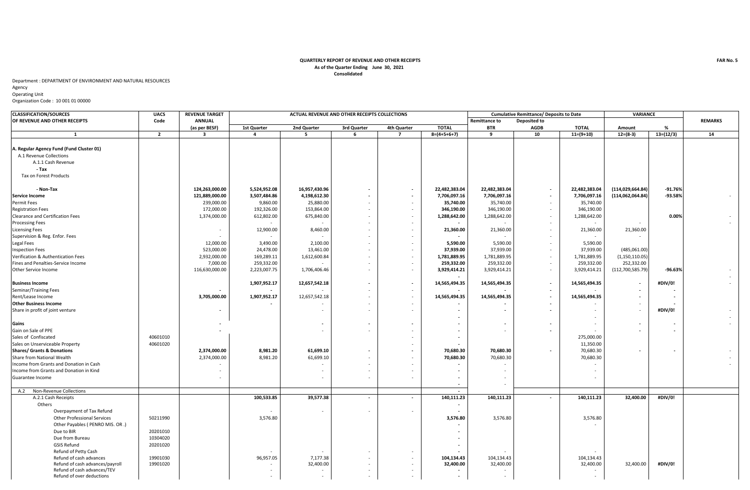**QUARTERLY REPORT OF REVENUE AND OTHER RECEIPTS**
**As of the Quarter Ending June 30, 2021**
**Consolidated**

**FAR No. 5**

Department : DEPARTMENT OF ENVIRONMENT AND NATURAL RESOURCES
Agency
Operating Unit
Organization Code : 10 001 01 00000

| CLASSIFICATION/SOURCES OF REVENUE AND OTHER RECEIPTS | UACS Code | REVENUE TARGET ANNUAL (as per BESF) | ACTUAL REVENUE AND OTHER RECEIPTS COLLECTIONS | | | | | Cumulative Remittance/ Deposits to Date | | | VARIANCE | | REMARKS |
|---|---|---|---|---|---|---|---|---|---|---|---|---|---|
| | | | 1st Quarter | 2nd Quarter | 3rd Quarter | 4th Quarter | TOTAL | Remittance to BTR | Deposited to AGDB | TOTAL | Amount | % | |
| 1 | 2 | 3 | 4 | 5 | 6 | 7 | 8=(4+5+6+7) | 9 | 10 | 11=(9+10) | 12=(8-3) | 13=(12/3) | 14 |
| **A. Regular Agency Fund (Fund Cluster 01)** | | | | | | | | | | | | | |
| A.1 Revenue Collections | | | | | | | | | | | | | |
| A.1.1 Cash Revenue | | | | | | | | | | | | | |
| **- Tax** | | | | | | | | | | | | | |
| Tax on Forest Products | | | | | | | | | | | | | |
| **- Non-Tax** | | **124,263,000.00** | **5,524,952.08** | **16,957,430.96** | **-** | **-** | **22,482,383.04** | **22,482,383.04** | **-** | **22,482,383.04** | **(114,029,664.84)** | **-91.76%** | |
| **Service Income** | | **121,889,000.00** | **3,507,484.86** | **4,198,612.30** | **-** | **-** | **7,706,097.16** | **7,706,097.16** | **-** | **7,706,097.16** | **(114,062,064.84)** | **-93.58%** | - |
| Permit Fees | | 239,000.00 | 9,860.00 | 25,880.00 | - | - | **35,740.00** | 35,740.00 | - | 35,740.00 | | | |
| Registration Fees | | 172,000.00 | 192,326.00 | 153,864.00 | - | - | **346,190.00** | 346,190.00 | - | 346,190.00 | | | |
| Clearance and Certification Fees | | 1,374,000.00 | 612,802.00 | 675,840.00 | - | - | **1,288,642.00** | 1,288,642.00 | - | 1,288,642.00 | | **0.00%** | - |
| Processing Fees | | | - | - | - | - | **-** | - | - | - | - | | - |
| Licensing Fees | | - | 12,900.00 | 8,460.00 | - | - | **21,360.00** | 21,360.00 | - | 21,360.00 | 21,360.00 | | |
| Supervision & Reg. Enfor. Fees | | - | - | - | - | - | **-** | - | - | - | - | | |
| Legal Fees | | 12,000.00 | 3,490.00 | 2,100.00 | - | - | **5,590.00** | 5,590.00 | - | 5,590.00 | | | |
| Inspection Fees | | 523,000.00 | 24,478.00 | 13,461.00 | - | - | **37,939.00** | 37,939.00 | - | 37,939.00 | (485,061.00) | | |
| Verification & Authentication Fees | | 2,932,000.00 | 169,289.11 | 1,612,600.84 | - | - | **1,781,889.95** | 1,781,889.95 | - | 1,781,889.95 | (1,150,110.05) | | |
| Fines and Penalties-Service Income | | 7,000.00 | 259,332.00 | - | - | - | **259,332.00** | 259,332.00 | - | 259,332.00 | 252,332.00 | | |
| Other Service Income | | 116,630,000.00 | 2,223,007.75 | 1,706,406.46 | - | - | **3,929,414.21** | 3,929,414.21 | - | 3,929,414.21 | (112,700,585.79) | **-96.63%** | - |
| | | | | | | | **-** | | | | | | - |
| **Business Income** | | | **1,907,952.17** | **12,657,542.18** | **-** | **-** | **14,565,494.35** | **14,565,494.35** | **-** | **14,565,494.35** | **-** | **#DIV/0!** | - |
| Seminar/Training Fees | | **-** | **-** | - | - | - | **-** | **-** | **-** | - | **-** | **-** | |
| Rent/Lease Income | | **3,705,000.00** | **1,907,952.17** | 12,657,542.18 | - | - | **14,565,494.35** | **14,565,494.35** | **-** | **14,565,494.35** | **-** | **-** | |
| **Other Business Income** | | | **-** | - | - | - | **-** | **-** | **-** | - | - | **-** | |
| Share in profit of joint venture | | **-** | | - | - | - | **-** | **-** | **-** | - | - | **#DIV/0!** | - |
| | | | | | | | **-** | | | - | | | - |
| **Gains** | | **-** | | **-** | **-** | **-** | **-** | **-** | **-** | - | **-** | **-** | - |
| Gain on Sale of PPE | | **-** | | - | - | - | **-** | - | **-** | - | **-** | **-** | |
| Sales of Confiscated | 40601010 | | | | | - | **-** | | | 275,000.00 | | | |
| Sales on Unserviceable Property | 40601020 | | | | | - | **-** | | | 11,350.00 | | | |
| **Shares/ Grants & Donations** | | **2,374,000.00** | **8,981.20** | **61,699.10** | **-** | **-** | **70,680.30** | **70,680.30** | **-** | 70,680.30 | **-** | **-** | - |
| Share from National Wealth | | 2,374,000.00 | 8,981.20 | 61,699.10 | - | - | **70,680.30** | 70,680.30 | | 70,680.30 | | | - |
| Income from Grants and Donation in Cash | | - | | - | - | - | **-** | - | | - | | | - |
| Income from Grants and Donation in Kind | | - | | - | - | - | **-** | - | | - | | | |
| Guarantee Income | | - | | - | - | - | **-** | - | | - | | | |
| | | | | | | | **-** | - | | | | | |
| A.2 Non-Revenue Collections | | | | | | | **-** | | | | | | |
| A.2.1 Cash Receipts | | | **100,533.85** | **39,577.38** | **-** | **-** | **140,111.23** | **140,111.23** | **-** | **140,111.23** | **32,400.00** | **#DIV/0!** | |
| Others | | | | | | | **-** | | | | | | |
| Overpayment of Tax Refund | | | - | - | - | - | **-** | | | | | | |
| Other Professional Services | 50211990 | | 3,576.80 | | | | **3,576.80** | 3,576.80 | | 3,576.80 | | | |
| Other Payables ( PENRO MIS. OR .) | | | | | | | **-** | | | - | | | |
| Due to BIR | 20201010 | | | | | | **-** | | | | | | |
| Due from Bureau | 10304020 | | | | | | **-** | | | | | | |
| GSIS Refund | 20201020 | | | | | | **-** | | | | | | |
| Refund of Petty Cash | | | - | - | - | - | **-** | - | | - | | | |
| Refund of cash advances | 19901030 | | 96,957.05 | 7,177.38 | - | - | **104,134.43** | 104,134.43 | | 104,134.43 | | | |
| Refund of cash advances/payroll | 19901020 | | - | 32,400.00 | - | - | **32,400.00** | 32,400.00 | | 32,400.00 | 32,400.00 | **#DIV/0!** | |
| Refund of cash advances/TEV | | | - | - | - | - | **-** | - | | - | | | |
| Refund of over deductions | | | - | - | - | - | **-** | - | | - | | | |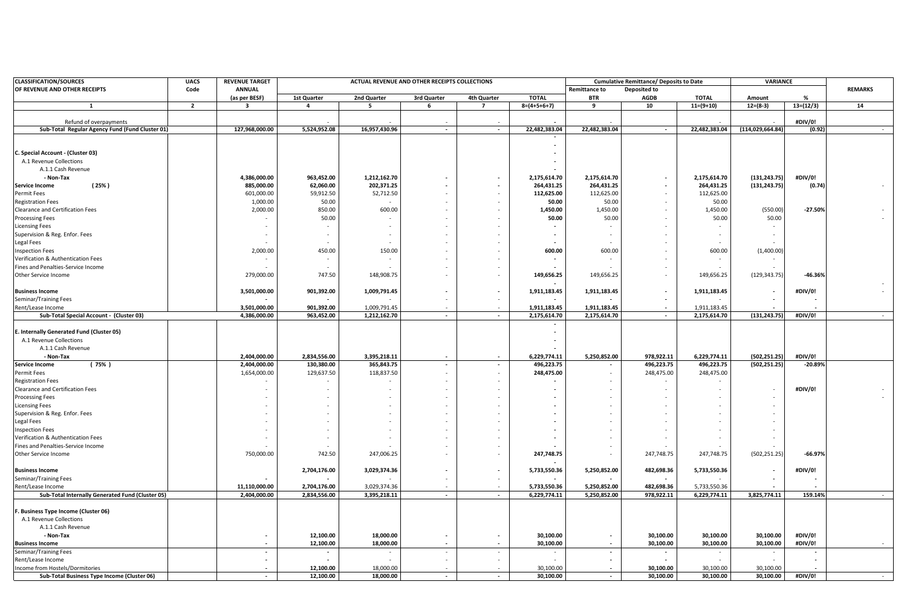| CLASSIFICATION/SOURCES OF REVENUE AND OTHER RECEIPTS | UACS Code | REVENUE TARGET ANNUAL (as per BESF) | ACTUAL REVENUE AND OTHER RECEIPTS COLLECTIONS | | | | | Cumulative Remittance/ Deposits to Date | | | VARIANCE | | REMARKS |
|---|---|---|---|---|---|---|---|---|---|---|---|---|---|
| | | | 1st Quarter | 2nd Quarter | 3rd Quarter | 4th Quarter | TOTAL | Remittance to BTR | Deposited to AGDB | TOTAL | Amount | % | |
| 1 | 2 | 3 | 4 | 5 | 6 | 7 | 8=(4+5+6+7) | 9 | 10 | 11=(9+10) | 12=(8-3) | 13=(12/3) | 14 |
| Refund of overpayments | | | - | - | - | - | - | - | | - | - | #DIV/0! | |
| **Sub-Total Regular Agency Fund (Fund Cluster 01)** | | **127,968,000.00** | **5,524,952.08** | **16,957,430.96** | **-** | **-** | **22,482,383.04** | **22,482,383.04** | **-** | **22,482,383.04** | **(114,029,664.84)** | **(0.92)** | - |
| | | | | | | | - | | | | | | |
| | | | | | | | - | | | | | | |
| **C. Special Account - (Cluster 03)** | | | | | | | - | | | | | | |
| A.1 Revenue Collections | | | | | | | - | | | | | | |
| A.1.1 Cash Revenue | | | | | | | - | | | | | | |
| **- Non-Tax** | | **4,386,000.00** | **963,452.00** | **1,212,162.70** | **-** | **-** | **2,175,614.70** | **2,175,614.70** | **-** | **2,175,614.70** | **(131,243.75)** | **#DIV/0!** | |
| **Service Income (25%)** | | **885,000.00** | **62,060.00** | **202,371.25** | **-** | **-** | **264,431.25** | **264,431.25** | **-** | **264,431.25** | **(131,243.75)** | **(0.74)** | - |
| Permit Fees | | 601,000.00 | 59,912.50 | 52,712.50 | - | - | **112,625.00** | 112,625.00 | - | 112,625.00 | | | |
| Registration Fees | | 1,000.00 | 50.00 | - | - | - | **50.00** | 50.00 | - | 50.00 | | | |
| Clearance and Certification Fees | | 2,000.00 | 850.00 | 600.00 | - | - | **1,450.00** | 1,450.00 | - | 1,450.00 | (550.00) | **-27.50%** | - |
| Processing Fees | | - | 50.00 | - | - | - | **50.00** | 50.00 | - | 50.00 | 50.00 | | - |
| Licensing Fees | | - | - | - | - | - | **-** | - | - | - | - | | |
| Supervision & Reg. Enfor. Fees | | - | - | - | - | - | **-** | - | - | - | - | | |
| Legal Fees | | - | - | - | - | - | **-** | - | - | - | - | | |
| Inspection Fees | | 2,000.00 | 450.00 | 150.00 | - | - | **600.00** | 600.00 | - | 600.00 | (1,400.00) | | |
| Verification & Authentication Fees | | - | - | - | - | - | **-** | - | - | - | - | | |
| Fines and Penalties-Service Income | | - | - | - | - | - | **-** | - | - | - | - | | |
| Other Service Income | | 279,000.00 | 747.50 | 148,908.75 | - | - | **149,656.25** | 149,656.25 | - | 149,656.25 | (129,343.75) | **-46.36%** | |
| | | | | | | | **-** | | | | | | - |
| **Business Income** | | **3,501,000.00** | **901,392.00** | **1,009,791.45** | **-** | **-** | **1,911,183.45** | **1,911,183.45** | **-** | **1,911,183.45** | **-** | **#DIV/0!** | - |
| Seminar/Training Fees | | **-** | **-** | - | - | - | **-** | **-** | **-** | - | **-** | **-** | |
| Rent/Lease Income | | **3,501,000.00** | **901,392.00** | 1,009,791.45 | - | - | **1,911,183.45** | **1,911,183.45** | **-** | 1,911,183.45 | **-** | **-** | |
| **Sub-Total Special Account - (Cluster 03)** | | **4,386,000.00** | **963,452.00** | **1,212,162.70** | **-** | **-** | **2,175,614.70** | **2,175,614.70** | **-** | **2,175,614.70** | **(131,243.75)** | **#DIV/0!** | - |
| | | | | | | | - | | | | | | |
| **E. Internally Generated Fund (Cluster 05)** | | | | | | | - | | | | | | |
| A.1 Revenue Collections | | | | | | | - | | | | | | |
| A.1.1 Cash Revenue | | | | | | | - | | | | | | |
| **- Non-Tax** | | **2,404,000.00** | **2,834,556.00** | **3,395,218.11** | **-** | **-** | **6,229,774.11** | **5,250,852.00** | **978,922.11** | **6,229,774.11** | **(502,251.25)** | **#DIV/0!** | |
| **Service Income (75%)** | | **2,404,000.00** | **130,380.00** | **365,843.75** | **-** | **-** | **496,223.75** | **-** | **496,223.75** | **496,223.75** | **(502,251.25)** | **-20.89%** | |
| Permit Fees | | 1,654,000.00 | 129,637.50 | 118,837.50 | - | - | **248,475.00** | - | 248,475.00 | 248,475.00 | | | |
| Registration Fees | | - | - | - | - | - | **-** | - | - | - | | | |
| Clearance and Certification Fees | | - | - | - | - | - | **-** | - | - | - | - | **#DIV/0!** | - |
| Processing Fees | | - | - | - | - | - | **-** | - | - | - | - | | - |
| Licensing Fees | | - | - | - | - | - | **-** | - | - | - | - | | |
| Supervision & Reg. Enfor. Fees | | - | - | - | - | - | **-** | - | - | - | - | | |
| Legal Fees | | - | - | - | - | - | **-** | - | - | - | - | | |
| Inspection Fees | | - | - | - | - | - | **-** | - | - | - | - | | |
| Verification & Authentication Fees | | - | - | - | - | - | **-** | - | - | - | - | | |
| Fines and Penalties-Service Income | | - | - | - | - | - | **-** | - | - | - | - | | |
| Other Service Income | | 750,000.00 | 742.50 | 247,006.25 | - | - | **247,748.75** | - | 247,748.75 | 247,748.75 | (502,251.25) | **-66.97%** | |
| | | | | | | | **-** | | | | | | |
| **Business Income** | | | **2,704,176.00** | **3,029,374.36** | **-** | **-** | **5,733,550.36** | **5,250,852.00** | **482,698.36** | **5,733,550.36** | **-** | **#DIV/0!** | |
| Seminar/Training Fees | | **-** | **-** | - | - | - | **-** | **-** | **-** | - | **-** | **-** | |
| Rent/Lease Income | | **11,110,000.00** | **2,704,176.00** | 3,029,374.36 | - | - | **5,733,550.36** | **5,250,852.00** | **482,698.36** | 5,733,550.36 | **-** | **-** | |
| **Sub-Total Internally Generated Fund (Cluster 05)** | | **2,404,000.00** | **2,834,556.00** | **3,395,218.11** | **-** | **-** | **6,229,774.11** | **5,250,852.00** | **978,922.11** | **6,229,774.11** | **3,825,774.11** | **159.14%** | - |
| | | | | | | | | | | | | | |
| **F. Business Type Income (Cluster 06)** | | | | | | | | | | | | | |
| A.1 Revenue Collections | | | | | | | | | | | | | |
| A.1.1 Cash Revenue | | | | | | | | | | | | | |
| **- Non-Tax** | | **-** | **12,100.00** | **18,000.00** | **-** | **-** | **30,100.00** | **-** | **30,100.00** | **30,100.00** | **30,100.00** | **#DIV/0!** | |
| **Business Income** | | **-** | **12,100.00** | **18,000.00** | **-** | **-** | **30,100.00** | **-** | **30,100.00** | **30,100.00** | **30,100.00** | **#DIV/0!** | - |
| Seminar/Training Fees | | **-** | **-** | - | - | - | - | **-** | **-** | - | - | **-** | |
| Rent/Lease Income | | **-** | **-** | - | - | - | - | **-** | **-** | - | - | **-** | |
| Income from Hostels/Dormitories | | **-** | **12,100.00** | 18,000.00 | - | - | 30,100.00 | **-** | **30,100.00** | 30,100.00 | 30,100.00 | **-** | |
| **Sub-Total Business Type Income (Cluster 06)** | | **-** | **12,100.00** | **18,000.00** | **-** | **-** | **30,100.00** | **-** | **30,100.00** | **30,100.00** | **30,100.00** | **#DIV/0!** | - |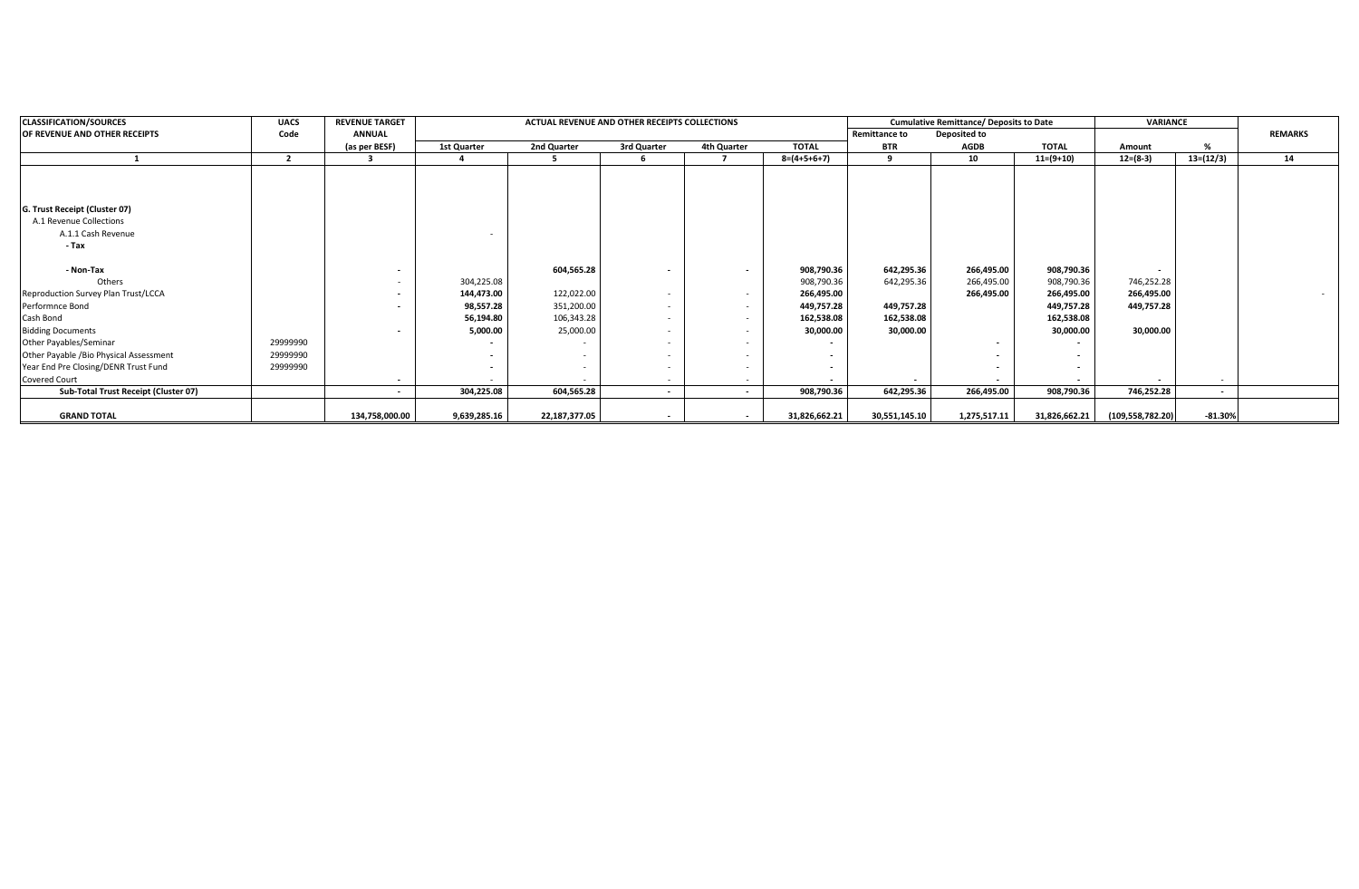| CLASSIFICATION/SOURCES OF REVENUE AND OTHER RECEIPTS | UACS Code | REVENUE TARGET ANNUAL (as per BESF) | ACTUAL REVENUE AND OTHER RECEIPTS COLLECTIONS | | | | | Cumulative Remittance/ Deposits to Date | | | VARIANCE | | REMARKS |
|---|---|---|---|---|---|---|---|---|---|---|---|---|---|
| | | | 1st Quarter | 2nd Quarter | 3rd Quarter | 4th Quarter | TOTAL | Remittance to BTR | Deposited to AGDB | TOTAL | Amount | % | |
| 1 | 2 | 3 | 4 | 5 | 6 | 7 | 8=(4+5+6+7) | 9 | 10 | 11=(9+10) | 12=(8-3) | 13=(12/3) | 14 |
| **G. Trust Receipt (Cluster 07)** | | | | | | | | | | | | | |
| A.1 Revenue Collections | | | | | | | | | | | | | |
| A.1.1 Cash Revenue | | | - | | | | | | | | | | |
| **- Tax** | | | | | | | | | | | | | |
| **- Non-Tax** | | **-** | | **604,565.28** | **-** | **-** | **908,790.36** | **642,295.36** | **266,495.00** | **908,790.36** | **-** | | |
| Others | | - | 304,225.08 | | | | 908,790.36 | 642,295.36 | 266,495.00 | 908,790.36 | 746,252.28 | | |
| Reproduction Survey Plan Trust/LCCA | | **-** | **144,473.00** | 122,022.00 | - | - | **266,495.00** | | **266,495.00** | **266,495.00** | **266,495.00** | | - |
| Performnce Bond | | **-** | **98,557.28** | 351,200.00 | - | - | **449,757.28** | **449,757.28** | | **449,757.28** | **449,757.28** | | |
| Cash Bond | | | **56,194.80** | 106,343.28 | - | - | **162,538.08** | **162,538.08** | | **162,538.08** | | | |
| Bidding Documents | | **-** | **5,000.00** | 25,000.00 | - | - | **30,000.00** | **30,000.00** | | **30,000.00** | **30,000.00** | | |
| Other Payables/Seminar | 29999990 | | **-** | - | - | - | **-** | | **-** | **-** | | | |
| Other Payable /Bio Physical Assessment | 29999990 | | **-** | - | - | - | **-** | | **-** | **-** | | | |
| Year End Pre Closing/DENR Trust Fund | 29999990 | | **-** | - | - | - | **-** | | **-** | **-** | | | |
| Covered Court | | **-** | - | - | - | - | **-** | **-** | **-** | **-** | **-** | - | |
| **Sub-Total Trust Receipt (Cluster 07)** | | **-** | **304,225.08** | **604,565.28** | **-** | **-** | **908,790.36** | **642,295.36** | **266,495.00** | **908,790.36** | **746,252.28** | **-** | |
| **GRAND TOTAL** | | **134,758,000.00** | **9,639,285.16** | **22,187,377.05** | **-** | **-** | **31,826,662.21** | **30,551,145.10** | **1,275,517.11** | **31,826,662.21** | **(109,558,782.20)** | **-81.30%** | |